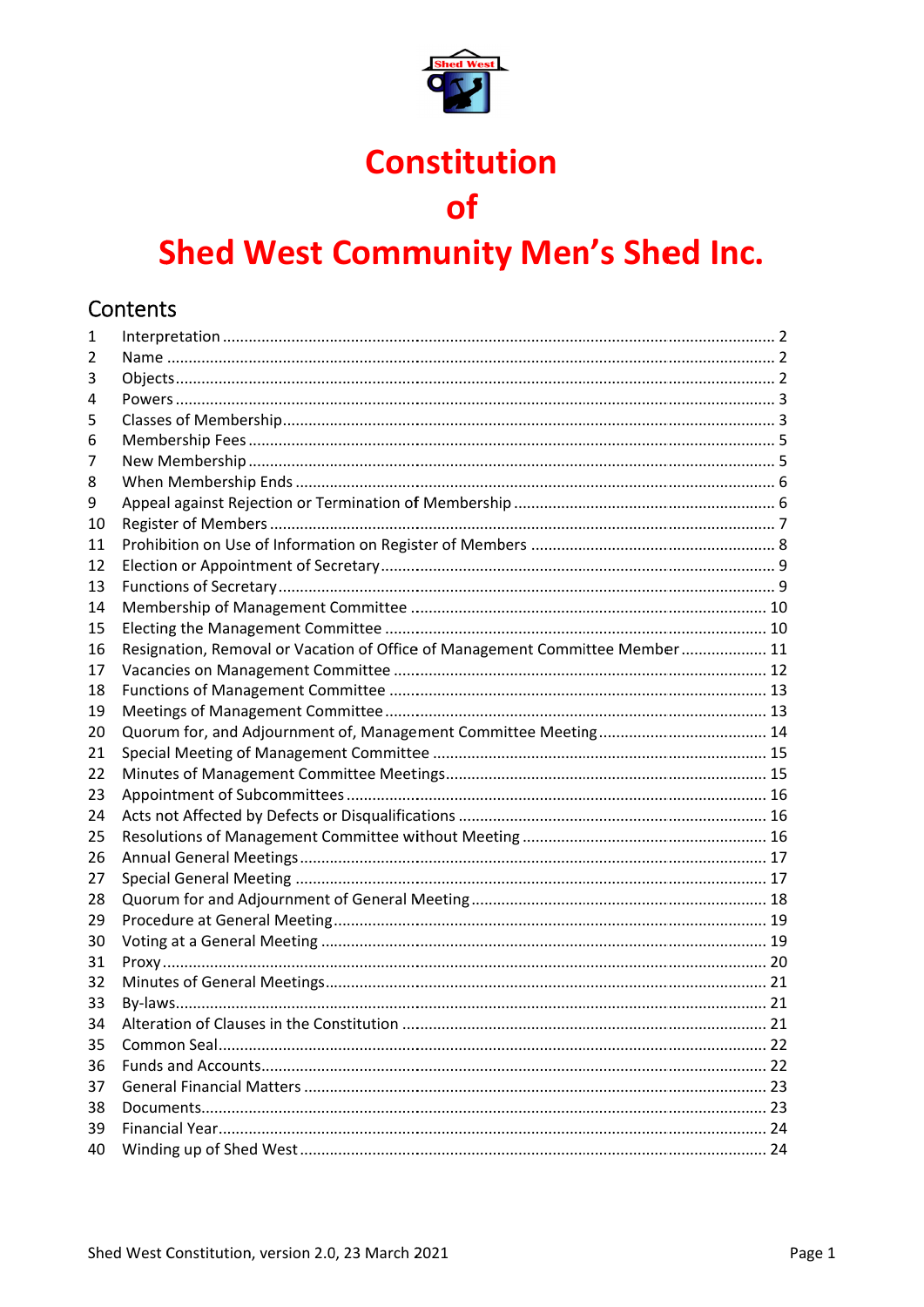# Constitution of Shed West Community Men's Shed Inc.

## Contents

| | | |
|---|---|---|
| 1 | Interpretation | 2 |
| 2 | Name | 2 |
| 3 | Objects | 2 |
| 4 | Powers | 3 |
| 5 | Classes of Membership | 3 |
| 6 | Membership Fees | 5 |
| 7 | New Membership | 5 |
| 8 | When Membership Ends | 6 |
| 9 | Appeal against Rejection or Termination of Membership | 6 |
| 10 | Register of Members | 7 |
| 11 | Prohibition on Use of Information on Register of Members | 8 |
| 12 | Election or Appointment of Secretary | 9 |
| 13 | Functions of Secretary | 9 |
| 14 | Membership of Management Committee | 10 |
| 15 | Electing the Management Committee | 10 |
| 16 | Resignation, Removal or Vacation of Office of Management Committee Member | 11 |
| 17 | Vacancies on Management Committee | 12 |
| 18 | Functions of Management Committee | 13 |
| 19 | Meetings of Management Committee | 13 |
| 20 | Quorum for, and Adjournment of, Management Committee Meeting | 14 |
| 21 | Special Meeting of Management Committee | 15 |
| 22 | Minutes of Management Committee Meetings | 15 |
| 23 | Appointment of Subcommittees | 16 |
| 24 | Acts not Affected by Defects or Disqualifications | 16 |
| 25 | Resolutions of Management Committee without Meeting | 16 |
| 26 | Annual General Meetings | 17 |
| 27 | Special General Meeting | 17 |
| 28 | Quorum for and Adjournment of General Meeting | 18 |
| 29 | Procedure at General Meeting | 19 |
| 30 | Voting at a General Meeting | 19 |
| 31 | Proxy | 20 |
| 32 | Minutes of General Meetings | 21 |
| 33 | By-laws | 21 |
| 34 | Alteration of Clauses in the Constitution | 21 |
| 35 | Common Seal | 22 |
| 36 | Funds and Accounts | 22 |
| 37 | General Financial Matters | 23 |
| 38 | Documents | 23 |
| 39 | Financial Year | 24 |
| 40 | Winding up of Shed West | 24 |

Shed West Constitution, version 2.0, 23 March 2021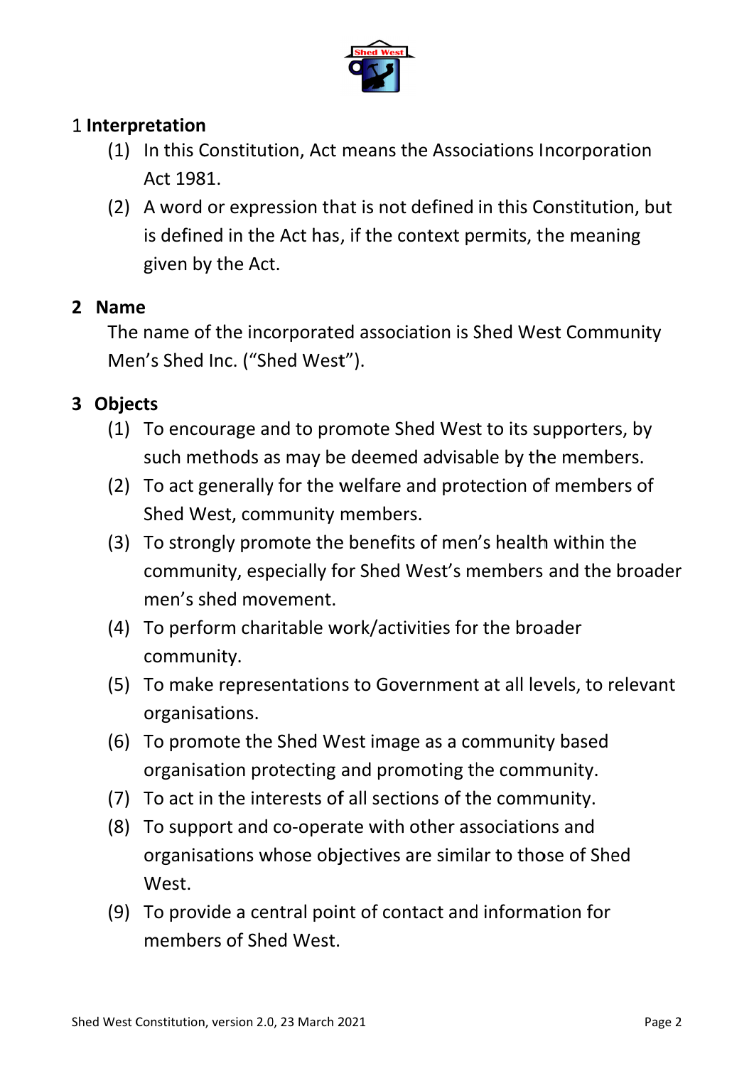## 1 Interpretation

(1) In this Constitution, Act means the Associations Incorporation Act 1981.

(2) A word or expression that is not defined in this Constitution, but is defined in the Act has, if the context permits, the meaning given by the Act.

## 2 Name

The name of the incorporated association is Shed West Community Men's Shed Inc. ("Shed West").

## 3 Objects

(1) To encourage and to promote Shed West to its supporters, by such methods as may be deemed advisable by the members.

(2) To act generally for the welfare and protection of members of Shed West, community members.

(3) To strongly promote the benefits of men's health within the community, especially for Shed West's members and the broader men's shed movement.

(4) To perform charitable work/activities for the broader community.

(5) To make representations to Government at all levels, to relevant organisations.

(6) To promote the Shed West image as a community based organisation protecting and promoting the community.

(7) To act in the interests of all sections of the community.

(8) To support and co-operate with other associations and organisations whose objectives are similar to those of Shed West.

(9) To provide a central point of contact and information for members of Shed West.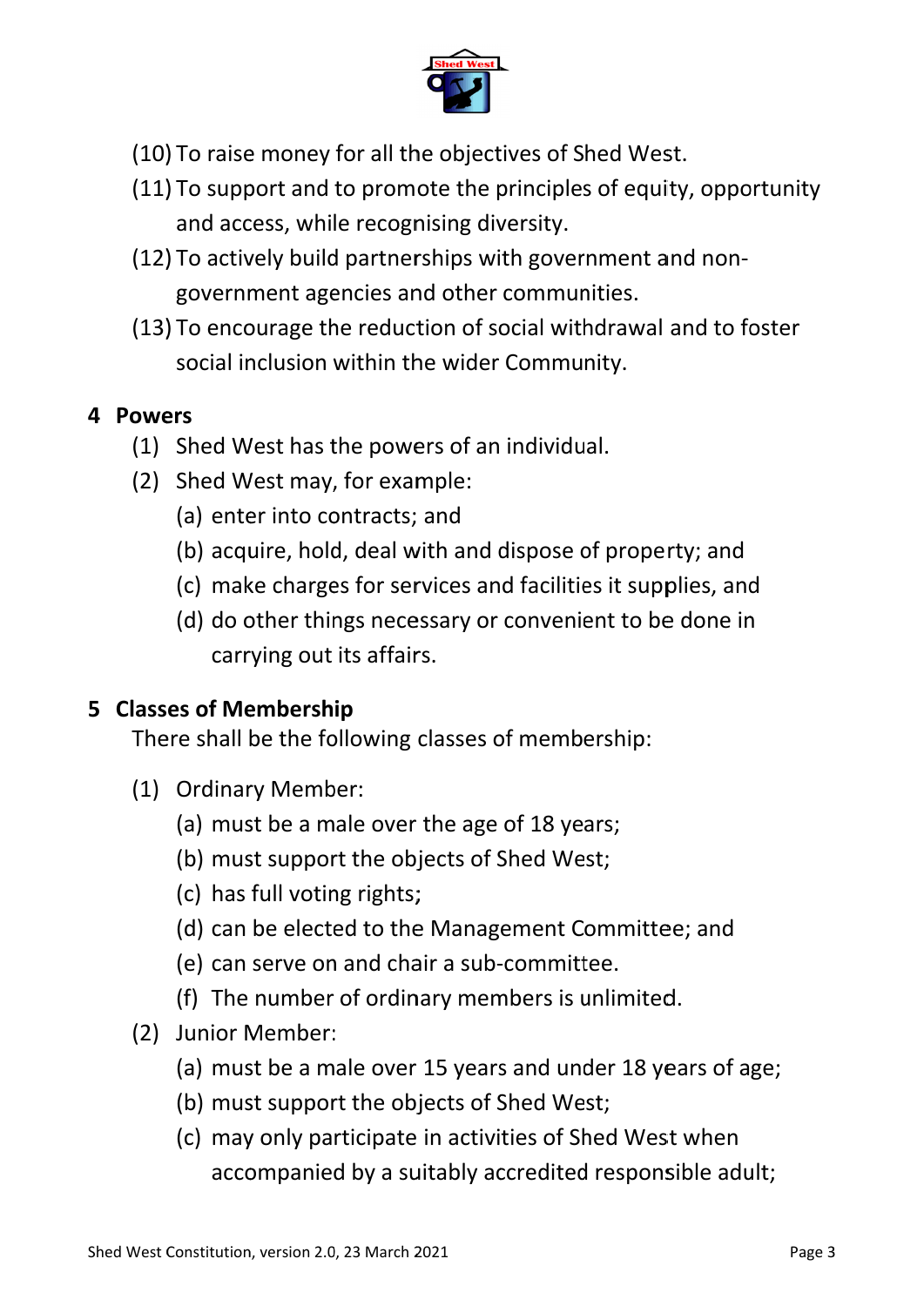(10) To raise money for all the objectives of Shed West.

(11) To support and to promote the principles of equity, opportunity and access, while recognising diversity.

(12) To actively build partnerships with government and non-government agencies and other communities.

(13) To encourage the reduction of social withdrawal and to foster social inclusion within the wider Community.

## 4 Powers

(1) Shed West has the powers of an individual.

(2) Shed West may, for example:

(a) enter into contracts; and

(b) acquire, hold, deal with and dispose of property; and

(c) make charges for services and facilities it supplies, and

(d) do other things necessary or convenient to be done in carrying out its affairs.

## 5 Classes of Membership

There shall be the following classes of membership:

(1) Ordinary Member:

(a) must be a male over the age of 18 years;

(b) must support the objects of Shed West;

(c) has full voting rights;

(d) can be elected to the Management Committee; and

(e) can serve on and chair a sub-committee.

(f) The number of ordinary members is unlimited.

(2) Junior Member:

(a) must be a male over 15 years and under 18 years of age;

(b) must support the objects of Shed West;

(c) may only participate in activities of Shed West when accompanied by a suitably accredited responsible adult;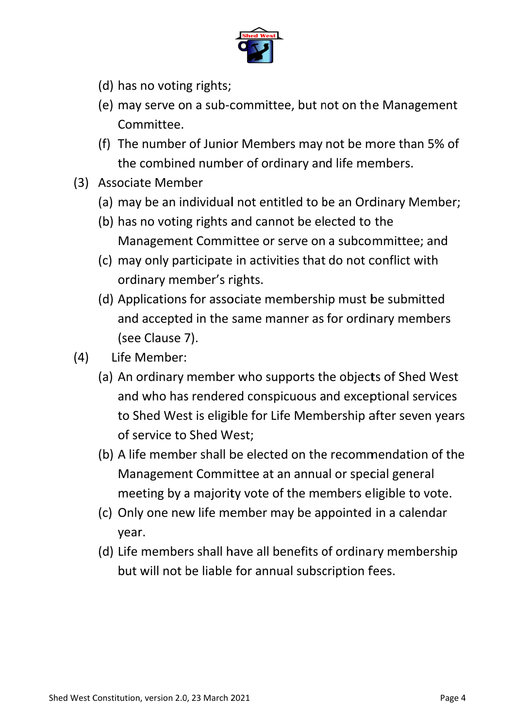(d) has no voting rights;

(e) may serve on a sub-committee, but not on the Management Committee.

(f) The number of Junior Members may not be more than 5% of the combined number of ordinary and life members.

(3) Associate Member

(a) may be an individual not entitled to be an Ordinary Member;

(b) has no voting rights and cannot be elected to the Management Committee or serve on a subcommittee; and

(c) may only participate in activities that do not conflict with ordinary member's rights.

(d) Applications for associate membership must be submitted and accepted in the same manner as for ordinary members (see Clause 7).

(4) Life Member:

(a) An ordinary member who supports the objects of Shed West and who has rendered conspicuous and exceptional services to Shed West is eligible for Life Membership after seven years of service to Shed West;

(b) A life member shall be elected on the recommendation of the Management Committee at an annual or special general meeting by a majority vote of the members eligible to vote.

(c) Only one new life member may be appointed in a calendar year.

(d) Life members shall have all benefits of ordinary membership but will not be liable for annual subscription fees.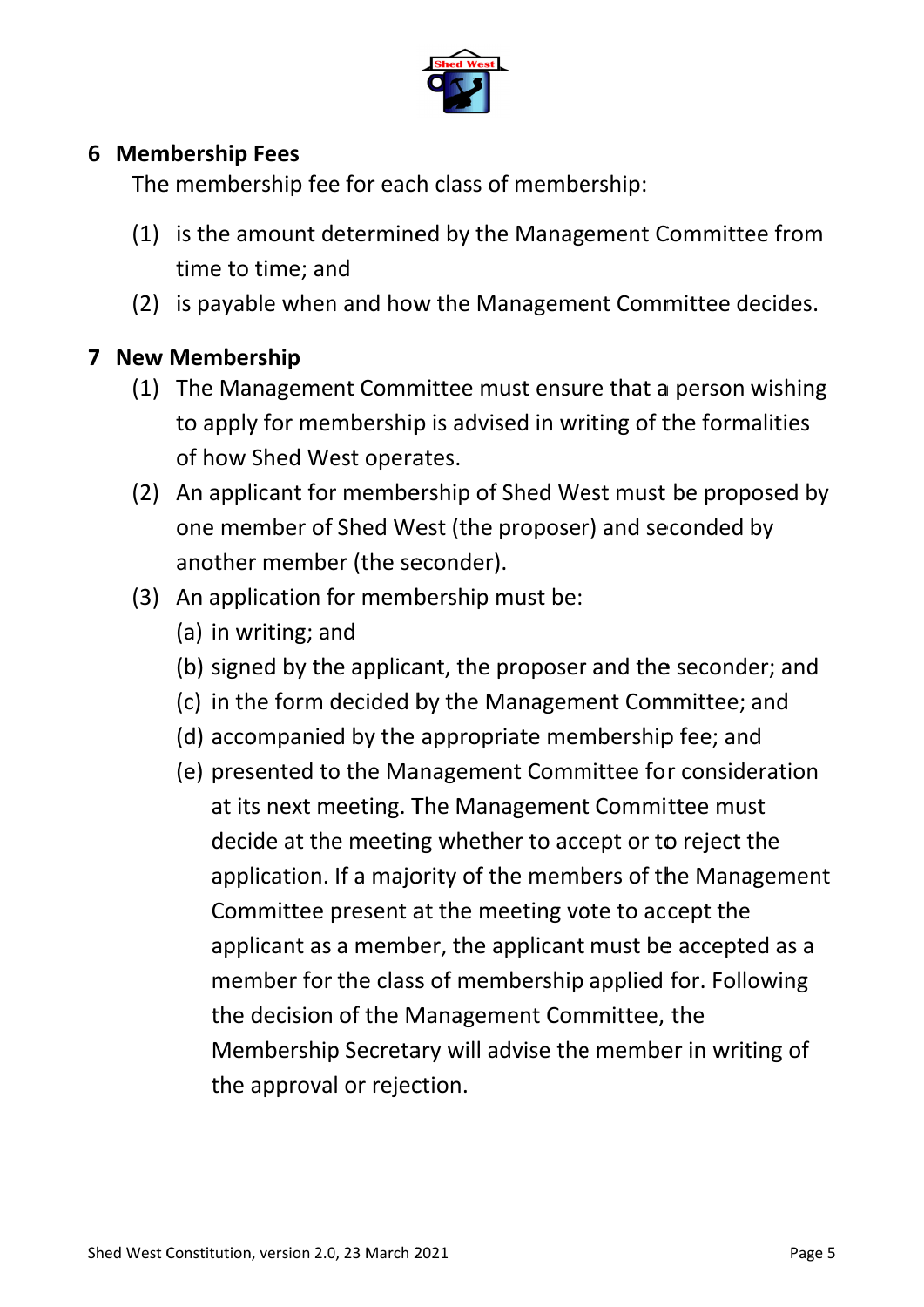## 6 Membership Fees

The membership fee for each class of membership:

(1) is the amount determined by the Management Committee from time to time; and

(2) is payable when and how the Management Committee decides.

## 7 New Membership

(1) The Management Committee must ensure that a person wishing to apply for membership is advised in writing of the formalities of how Shed West operates.

(2) An applicant for membership of Shed West must be proposed by one member of Shed West (the proposer) and seconded by another member (the seconder).

(3) An application for membership must be:

(a) in writing; and

(b) signed by the applicant, the proposer and the seconder; and

(c) in the form decided by the Management Committee; and

(d) accompanied by the appropriate membership fee; and

(e) presented to the Management Committee for consideration at its next meeting. The Management Committee must decide at the meeting whether to accept or to reject the application. If a majority of the members of the Management Committee present at the meeting vote to accept the applicant as a member, the applicant must be accepted as a member for the class of membership applied for. Following the decision of the Management Committee, the Membership Secretary will advise the member in writing of the approval or rejection.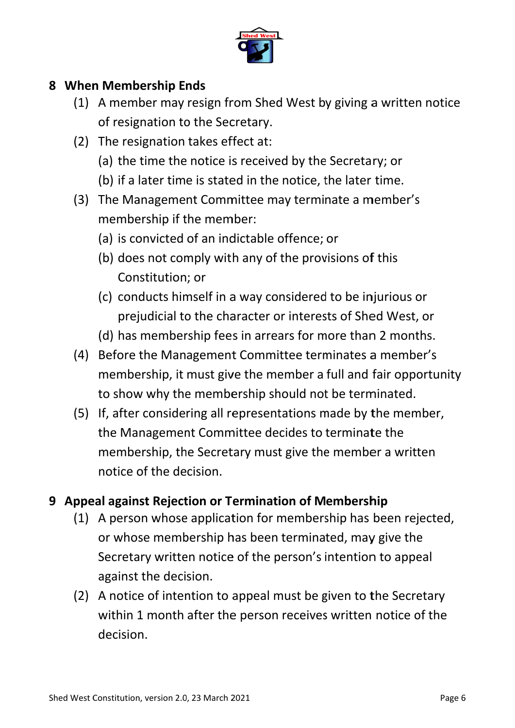## 8 When Membership Ends

(1) A member may resign from Shed West by giving a written notice of resignation to the Secretary.

(2) The resignation takes effect at:

  (a) the time the notice is received by the Secretary; or

  (b) if a later time is stated in the notice, the later time.

(3) The Management Committee may terminate a member's membership if the member:

  (a) is convicted of an indictable offence; or

  (b) does not comply with any of the provisions of this Constitution; or

  (c) conducts himself in a way considered to be injurious or prejudicial to the character or interests of Shed West, or

  (d) has membership fees in arrears for more than 2 months.

(4) Before the Management Committee terminates a member's membership, it must give the member a full and fair opportunity to show why the membership should not be terminated.

(5) If, after considering all representations made by the member, the Management Committee decides to terminate the membership, the Secretary must give the member a written notice of the decision.

## 9 Appeal against Rejection or Termination of Membership

(1) A person whose application for membership has been rejected, or whose membership has been terminated, may give the Secretary written notice of the person's intention to appeal against the decision.

(2) A notice of intention to appeal must be given to the Secretary within 1 month after the person receives written notice of the decision.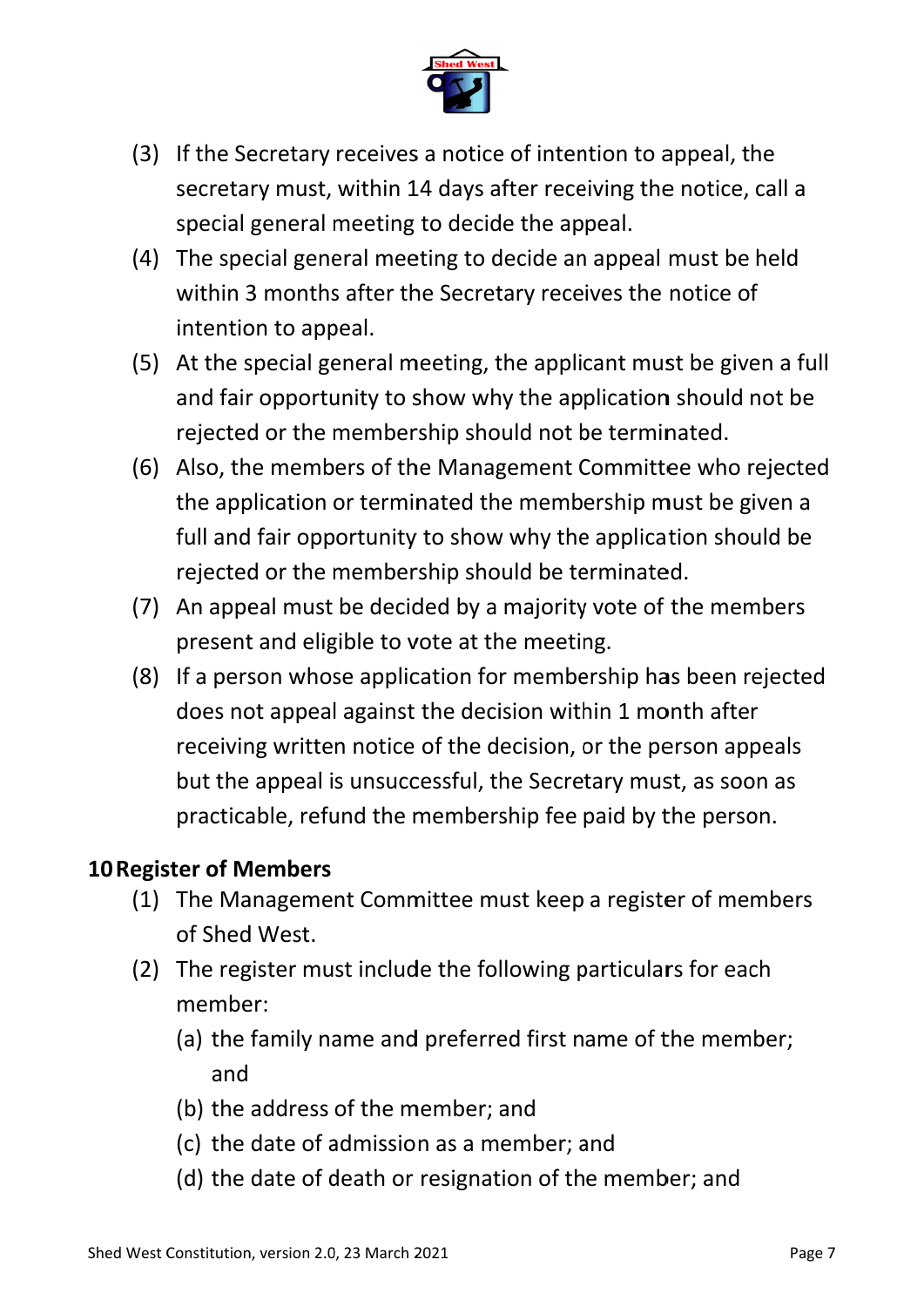(3) If the Secretary receives a notice of intention to appeal, the secretary must, within 14 days after receiving the notice, call a special general meeting to decide the appeal.

(4) The special general meeting to decide an appeal must be held within 3 months after the Secretary receives the notice of intention to appeal.

(5) At the special general meeting, the applicant must be given a full and fair opportunity to show why the application should not be rejected or the membership should not be terminated.

(6) Also, the members of the Management Committee who rejected the application or terminated the membership must be given a full and fair opportunity to show why the application should be rejected or the membership should be terminated.

(7) An appeal must be decided by a majority vote of the members present and eligible to vote at the meeting.

(8) If a person whose application for membership has been rejected does not appeal against the decision within 1 month after receiving written notice of the decision, or the person appeals but the appeal is unsuccessful, the Secretary must, as soon as practicable, refund the membership fee paid by the person.

## 10 Register of Members

(1) The Management Committee must keep a register of members of Shed West.

(2) The register must include the following particulars for each member:

   (a) the family name and preferred first name of the member; and

   (b) the address of the member; and

   (c) the date of admission as a member; and

   (d) the date of death or resignation of the member; and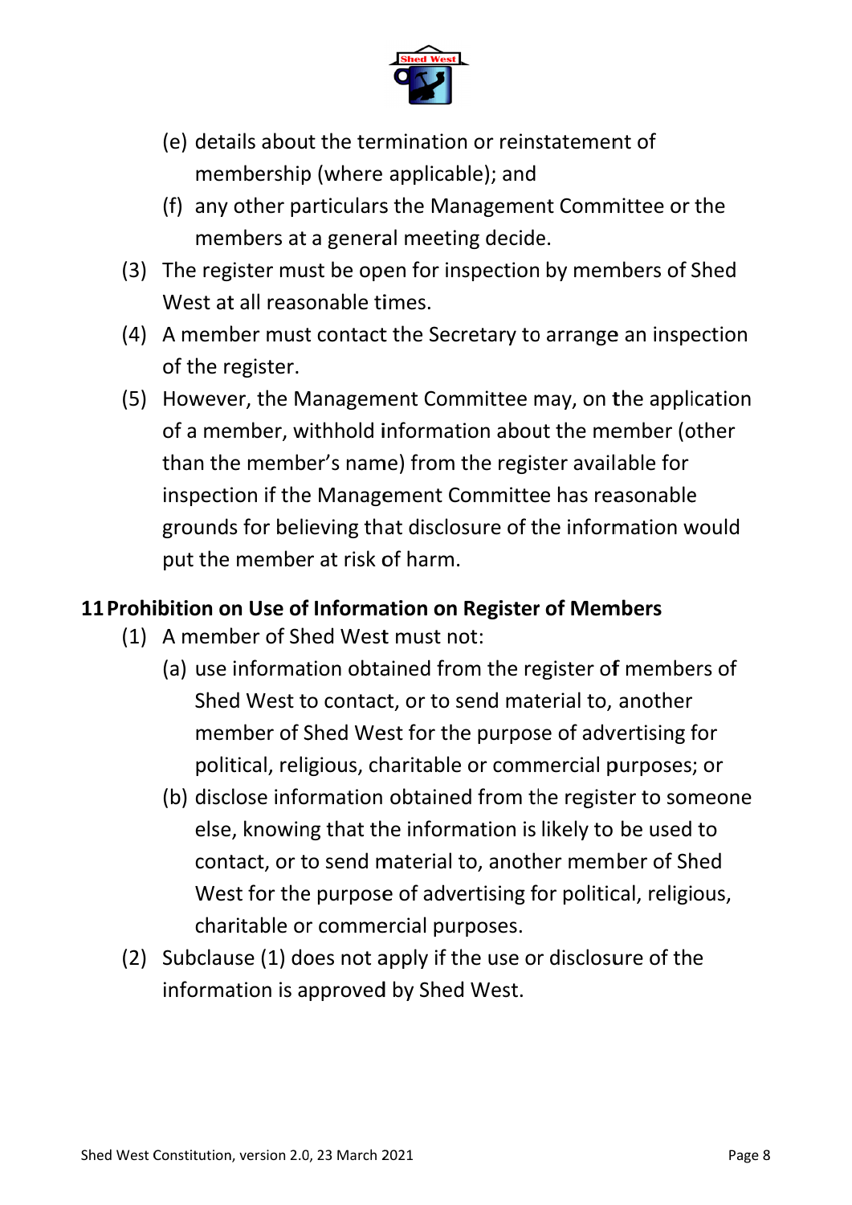(e) details about the termination or reinstatement of membership (where applicable); and

(f) any other particulars the Management Committee or the members at a general meeting decide.

(3) The register must be open for inspection by members of Shed West at all reasonable times.

(4) A member must contact the Secretary to arrange an inspection of the register.

(5) However, the Management Committee may, on the application of a member, withhold information about the member (other than the member's name) from the register available for inspection if the Management Committee has reasonable grounds for believing that disclosure of the information would put the member at risk of harm.

## 11 Prohibition on Use of Information on Register of Members

(1) A member of Shed West must not:

(a) use information obtained from the register of members of Shed West to contact, or to send material to, another member of Shed West for the purpose of advertising for political, religious, charitable or commercial purposes; or

(b) disclose information obtained from the register to someone else, knowing that the information is likely to be used to contact, or to send material to, another member of Shed West for the purpose of advertising for political, religious, charitable or commercial purposes.

(2) Subclause (1) does not apply if the use or disclosure of the information is approved by Shed West.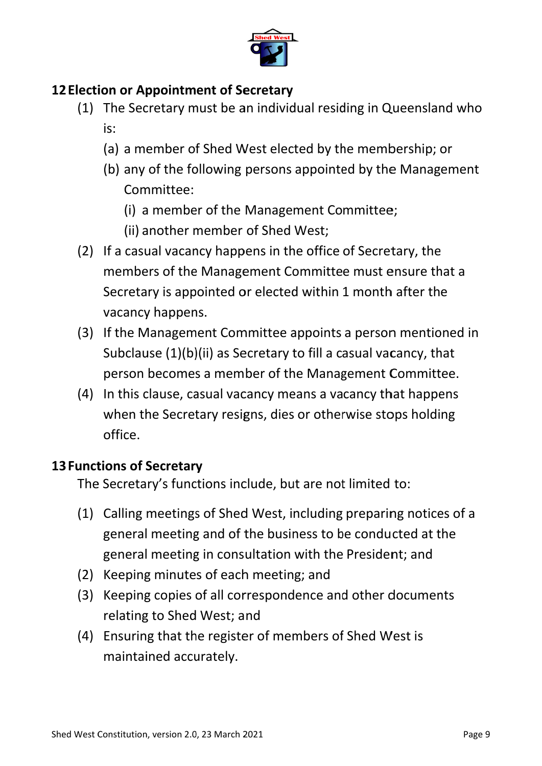## 12 Election or Appointment of Secretary

(1) The Secretary must be an individual residing in Queensland who is:

   (a) a member of Shed West elected by the membership; or

   (b) any of the following persons appointed by the Management Committee:

      (i) a member of the Management Committee;

      (ii) another member of Shed West;

(2) If a casual vacancy happens in the office of Secretary, the members of the Management Committee must ensure that a Secretary is appointed or elected within 1 month after the vacancy happens.

(3) If the Management Committee appoints a person mentioned in Subclause (1)(b)(ii) as Secretary to fill a casual vacancy, that person becomes a member of the Management Committee.

(4) In this clause, casual vacancy means a vacancy that happens when the Secretary resigns, dies or otherwise stops holding office.

## 13 Functions of Secretary

The Secretary's functions include, but are not limited to:

(1) Calling meetings of Shed West, including preparing notices of a general meeting and of the business to be conducted at the general meeting in consultation with the President; and

(2) Keeping minutes of each meeting; and

(3) Keeping copies of all correspondence and other documents relating to Shed West; and

(4) Ensuring that the register of members of Shed West is maintained accurately.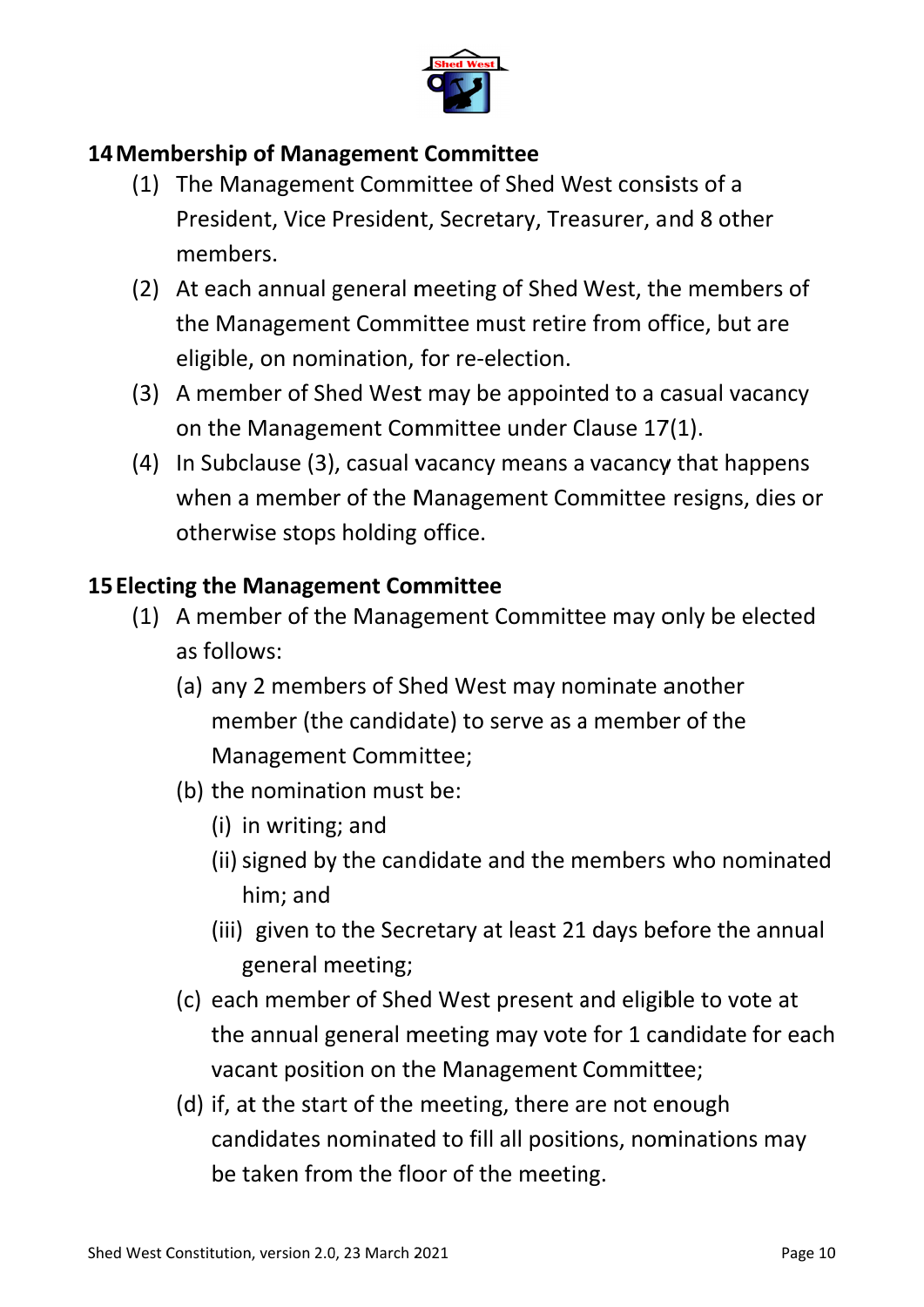## 14 Membership of Management Committee

(1) The Management Committee of Shed West consists of a President, Vice President, Secretary, Treasurer, and 8 other members.

(2) At each annual general meeting of Shed West, the members of the Management Committee must retire from office, but are eligible, on nomination, for re-election.

(3) A member of Shed West may be appointed to a casual vacancy on the Management Committee under Clause 17(1).

(4) In Subclause (3), casual vacancy means a vacancy that happens when a member of the Management Committee resigns, dies or otherwise stops holding office.

## 15 Electing the Management Committee

(1) A member of the Management Committee may only be elected as follows:

- (a) any 2 members of Shed West may nominate another member (the candidate) to serve as a member of the Management Committee;
- (b) the nomination must be:
  - (i) in writing; and
  - (ii) signed by the candidate and the members who nominated him; and
  - (iii) given to the Secretary at least 21 days before the annual general meeting;
- (c) each member of Shed West present and eligible to vote at the annual general meeting may vote for 1 candidate for each vacant position on the Management Committee;
- (d) if, at the start of the meeting, there are not enough candidates nominated to fill all positions, nominations may be taken from the floor of the meeting.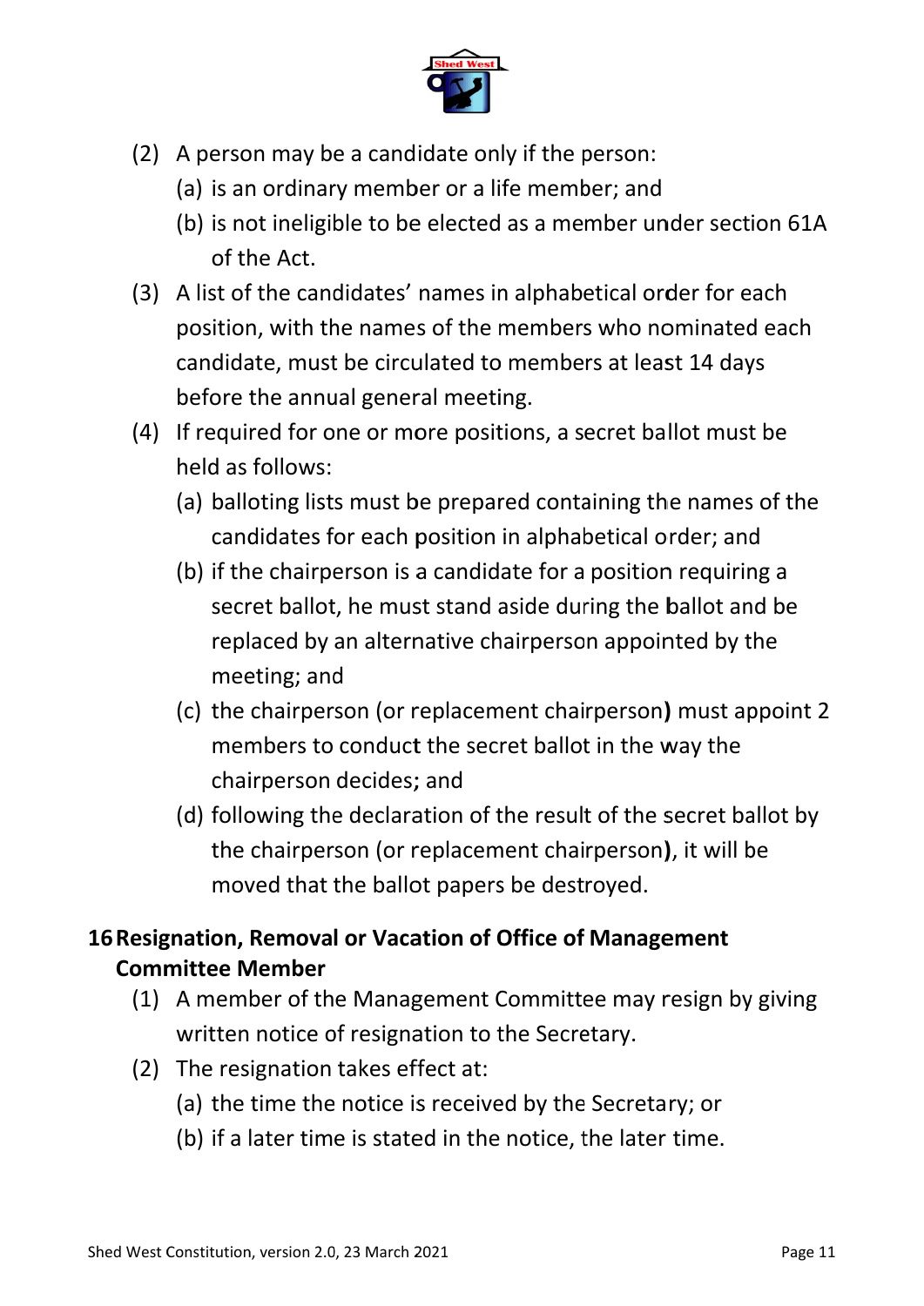(2) A person may be a candidate only if the person:

   (a) is an ordinary member or a life member; and

   (b) is not ineligible to be elected as a member under section 61A of the Act.

(3) A list of the candidates' names in alphabetical order for each position, with the names of the members who nominated each candidate, must be circulated to members at least 14 days before the annual general meeting.

(4) If required for one or more positions, a secret ballot must be held as follows:

   (a) balloting lists must be prepared containing the names of the candidates for each position in alphabetical order; and

   (b) if the chairperson is a candidate for a position requiring a secret ballot, he must stand aside during the ballot and be replaced by an alternative chairperson appointed by the meeting; and

   (c) the chairperson (or replacement chairperson) must appoint 2 members to conduct the secret ballot in the way the chairperson decides; and

   (d) following the declaration of the result of the secret ballot by the chairperson (or replacement chairperson), it will be moved that the ballot papers be destroyed.

## 16 Resignation, Removal or Vacation of Office of Management Committee Member

(1) A member of the Management Committee may resign by giving written notice of resignation to the Secretary.

(2) The resignation takes effect at:

   (a) the time the notice is received by the Secretary; or

   (b) if a later time is stated in the notice, the later time.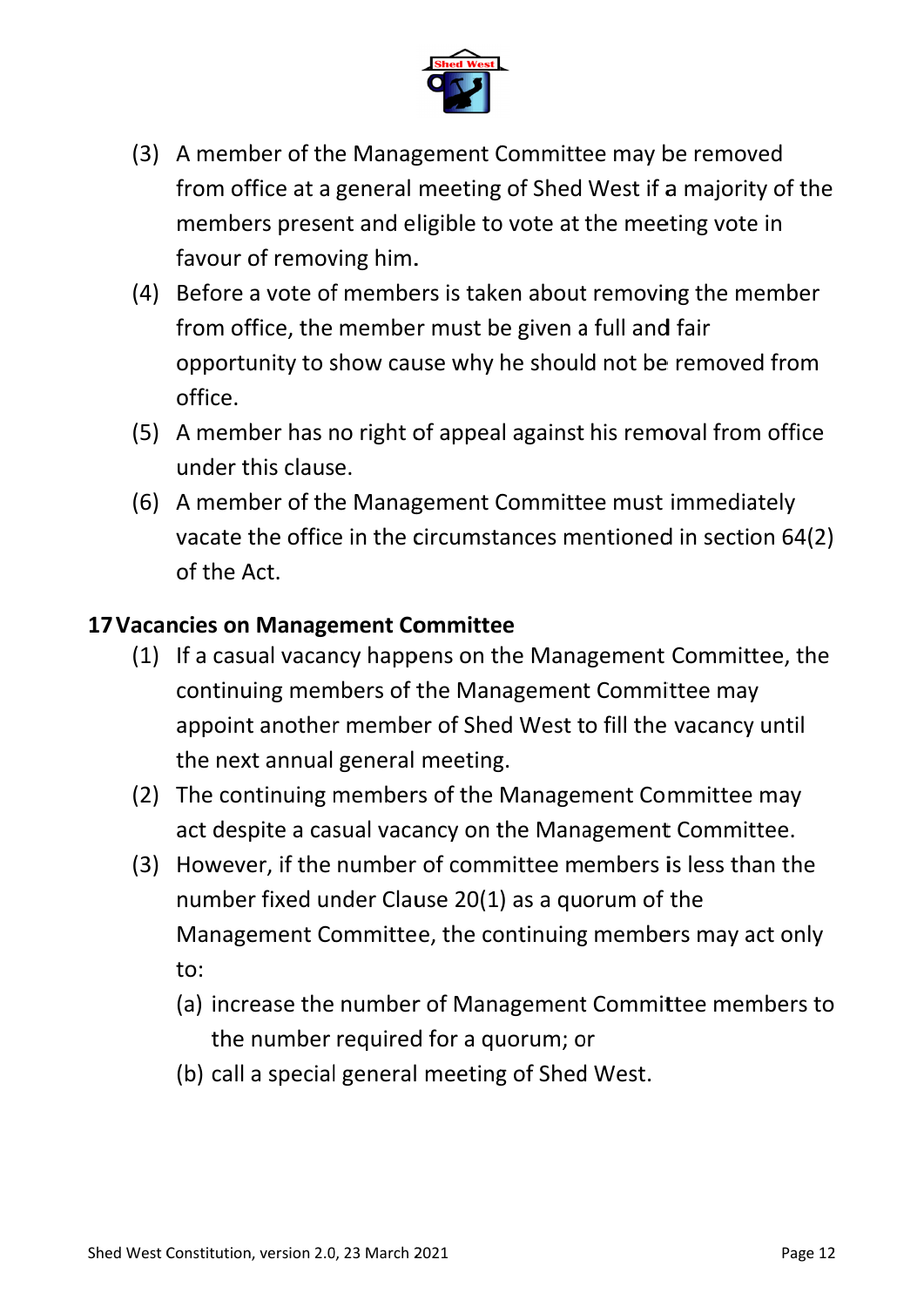(3) A member of the Management Committee may be removed from office at a general meeting of Shed West if a majority of the members present and eligible to vote at the meeting vote in favour of removing him.

(4) Before a vote of members is taken about removing the member from office, the member must be given a full and fair opportunity to show cause why he should not be removed from office.

(5) A member has no right of appeal against his removal from office under this clause.

(6) A member of the Management Committee must immediately vacate the office in the circumstances mentioned in section 64(2) of the Act.

## 17 Vacancies on Management Committee

(1) If a casual vacancy happens on the Management Committee, the continuing members of the Management Committee may appoint another member of Shed West to fill the vacancy until the next annual general meeting.

(2) The continuing members of the Management Committee may act despite a casual vacancy on the Management Committee.

(3) However, if the number of committee members is less than the number fixed under Clause 20(1) as a quorum of the Management Committee, the continuing members may act only to:

   (a) increase the number of Management Committee members to the number required for a quorum; or

   (b) call a special general meeting of Shed West.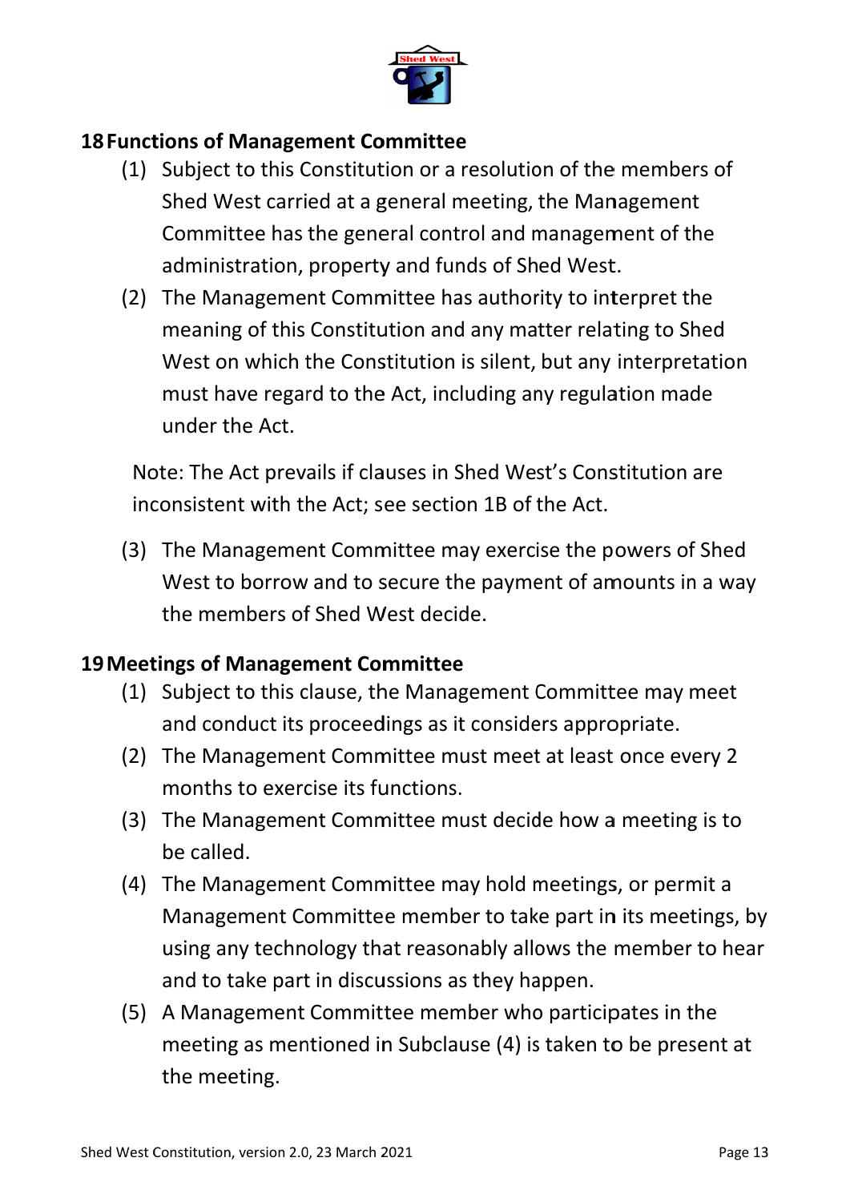## 18 Functions of Management Committee

(1) Subject to this Constitution or a resolution of the members of Shed West carried at a general meeting, the Management Committee has the general control and management of the administration, property and funds of Shed West.

(2) The Management Committee has authority to interpret the meaning of this Constitution and any matter relating to Shed West on which the Constitution is silent, but any interpretation must have regard to the Act, including any regulation made under the Act.

Note: The Act prevails if clauses in Shed West's Constitution are inconsistent with the Act; see section 1B of the Act.

(3) The Management Committee may exercise the powers of Shed West to borrow and to secure the payment of amounts in a way the members of Shed West decide.

## 19 Meetings of Management Committee

(1) Subject to this clause, the Management Committee may meet and conduct its proceedings as it considers appropriate.

(2) The Management Committee must meet at least once every 2 months to exercise its functions.

(3) The Management Committee must decide how a meeting is to be called.

(4) The Management Committee may hold meetings, or permit a Management Committee member to take part in its meetings, by using any technology that reasonably allows the member to hear and to take part in discussions as they happen.

(5) A Management Committee member who participates in the meeting as mentioned in Subclause (4) is taken to be present at the meeting.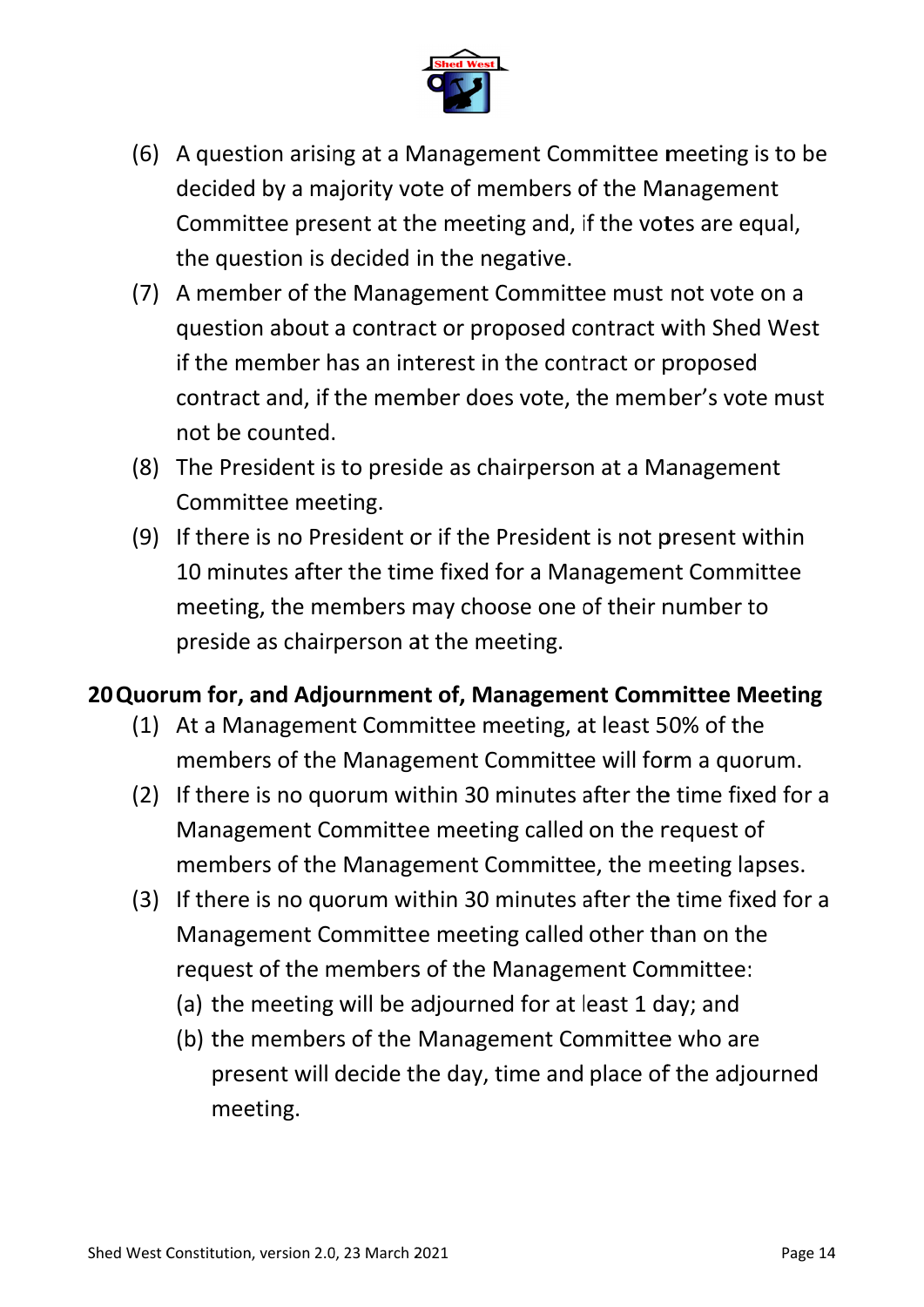(6) A question arising at a Management Committee meeting is to be decided by a majority vote of members of the Management Committee present at the meeting and, if the votes are equal, the question is decided in the negative.

(7) A member of the Management Committee must not vote on a question about a contract or proposed contract with Shed West if the member has an interest in the contract or proposed contract and, if the member does vote, the member's vote must not be counted.

(8) The President is to preside as chairperson at a Management Committee meeting.

(9) If there is no President or if the President is not present within 10 minutes after the time fixed for a Management Committee meeting, the members may choose one of their number to preside as chairperson at the meeting.

## 20 Quorum for, and Adjournment of, Management Committee Meeting

(1) At a Management Committee meeting, at least 50% of the members of the Management Committee will form a quorum.

(2) If there is no quorum within 30 minutes after the time fixed for a Management Committee meeting called on the request of members of the Management Committee, the meeting lapses.

(3) If there is no quorum within 30 minutes after the time fixed for a Management Committee meeting called other than on the request of the members of the Management Committee:

(a) the meeting will be adjourned for at least 1 day; and

(b) the members of the Management Committee who are present will decide the day, time and place of the adjourned meeting.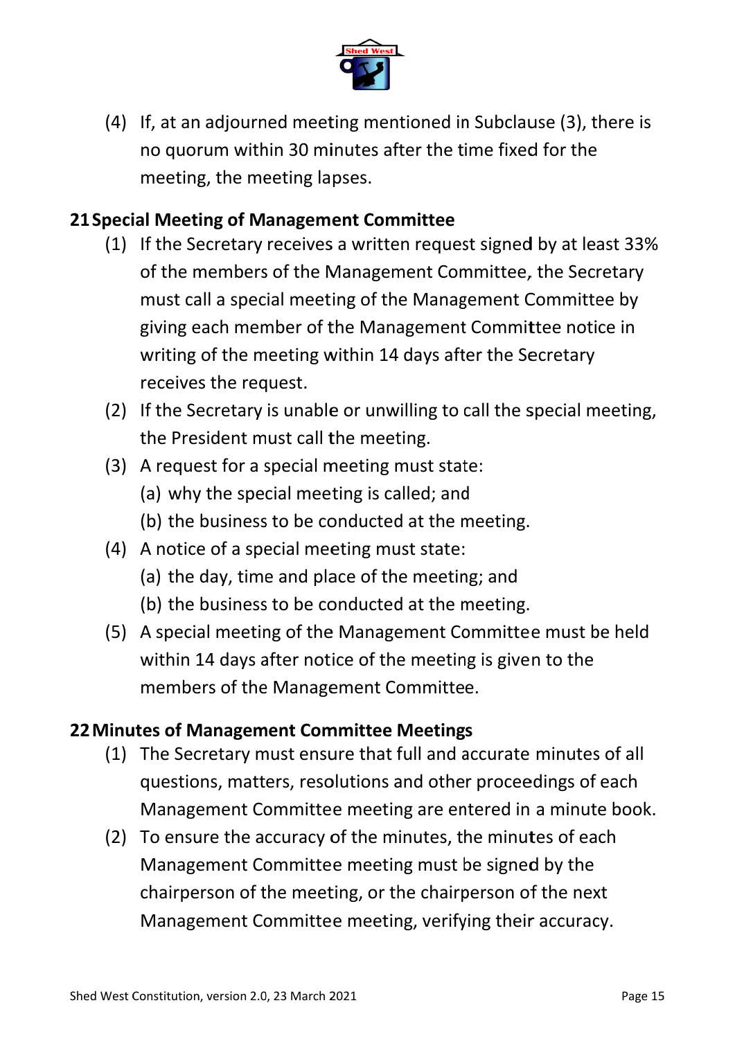(4) If, at an adjourned meeting mentioned in Subclause (3), there is no quorum within 30 minutes after the time fixed for the meeting, the meeting lapses.

## 21 Special Meeting of Management Committee

(1) If the Secretary receives a written request signed by at least 33% of the members of the Management Committee, the Secretary must call a special meeting of the Management Committee by giving each member of the Management Committee notice in writing of the meeting within 14 days after the Secretary receives the request.

(2) If the Secretary is unable or unwilling to call the special meeting, the President must call the meeting.

(3) A request for a special meeting must state:

  (a) why the special meeting is called; and

  (b) the business to be conducted at the meeting.

(4) A notice of a special meeting must state:

  (a) the day, time and place of the meeting; and

  (b) the business to be conducted at the meeting.

(5) A special meeting of the Management Committee must be held within 14 days after notice of the meeting is given to the members of the Management Committee.

## 22 Minutes of Management Committee Meetings

(1) The Secretary must ensure that full and accurate minutes of all questions, matters, resolutions and other proceedings of each Management Committee meeting are entered in a minute book.

(2) To ensure the accuracy of the minutes, the minutes of each Management Committee meeting must be signed by the chairperson of the meeting, or the chairperson of the next Management Committee meeting, verifying their accuracy.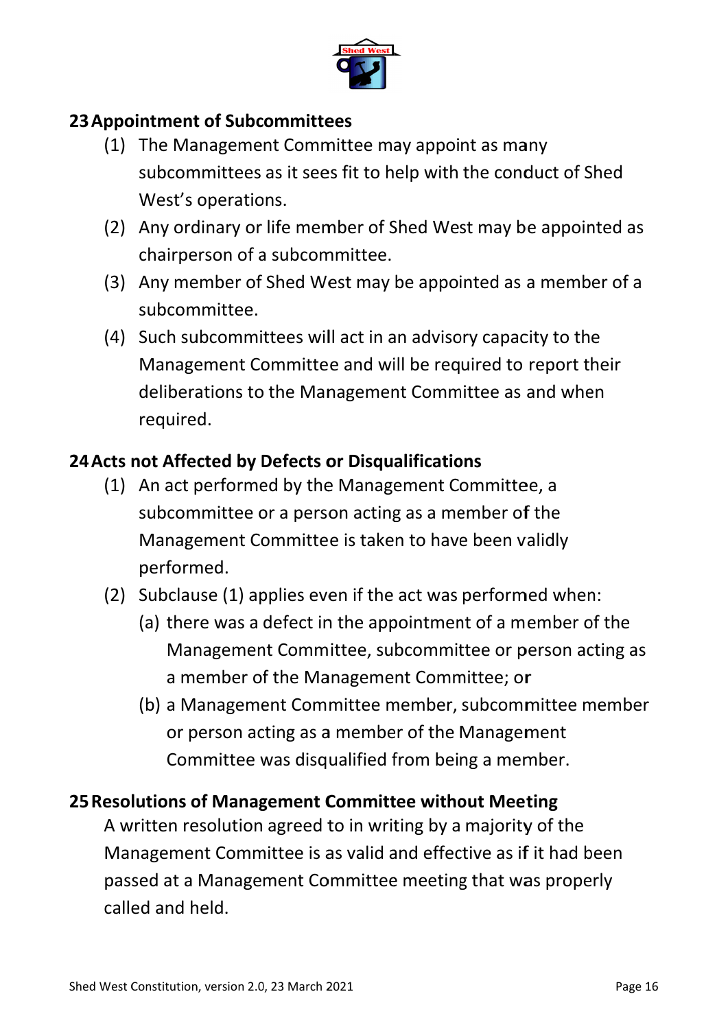## 23 Appointment of Subcommittees

(1) The Management Committee may appoint as many subcommittees as it sees fit to help with the conduct of Shed West's operations.

(2) Any ordinary or life member of Shed West may be appointed as chairperson of a subcommittee.

(3) Any member of Shed West may be appointed as a member of a subcommittee.

(4) Such subcommittees will act in an advisory capacity to the Management Committee and will be required to report their deliberations to the Management Committee as and when required.

## 24 Acts not Affected by Defects or Disqualifications

(1) An act performed by the Management Committee, a subcommittee or a person acting as a member of the Management Committee is taken to have been validly performed.

(2) Subclause (1) applies even if the act was performed when:

  (a) there was a defect in the appointment of a member of the Management Committee, subcommittee or person acting as a member of the Management Committee; or

  (b) a Management Committee member, subcommittee member or person acting as a member of the Management Committee was disqualified from being a member.

## 25 Resolutions of Management Committee without Meeting

A written resolution agreed to in writing by a majority of the Management Committee is as valid and effective as if it had been passed at a Management Committee meeting that was properly called and held.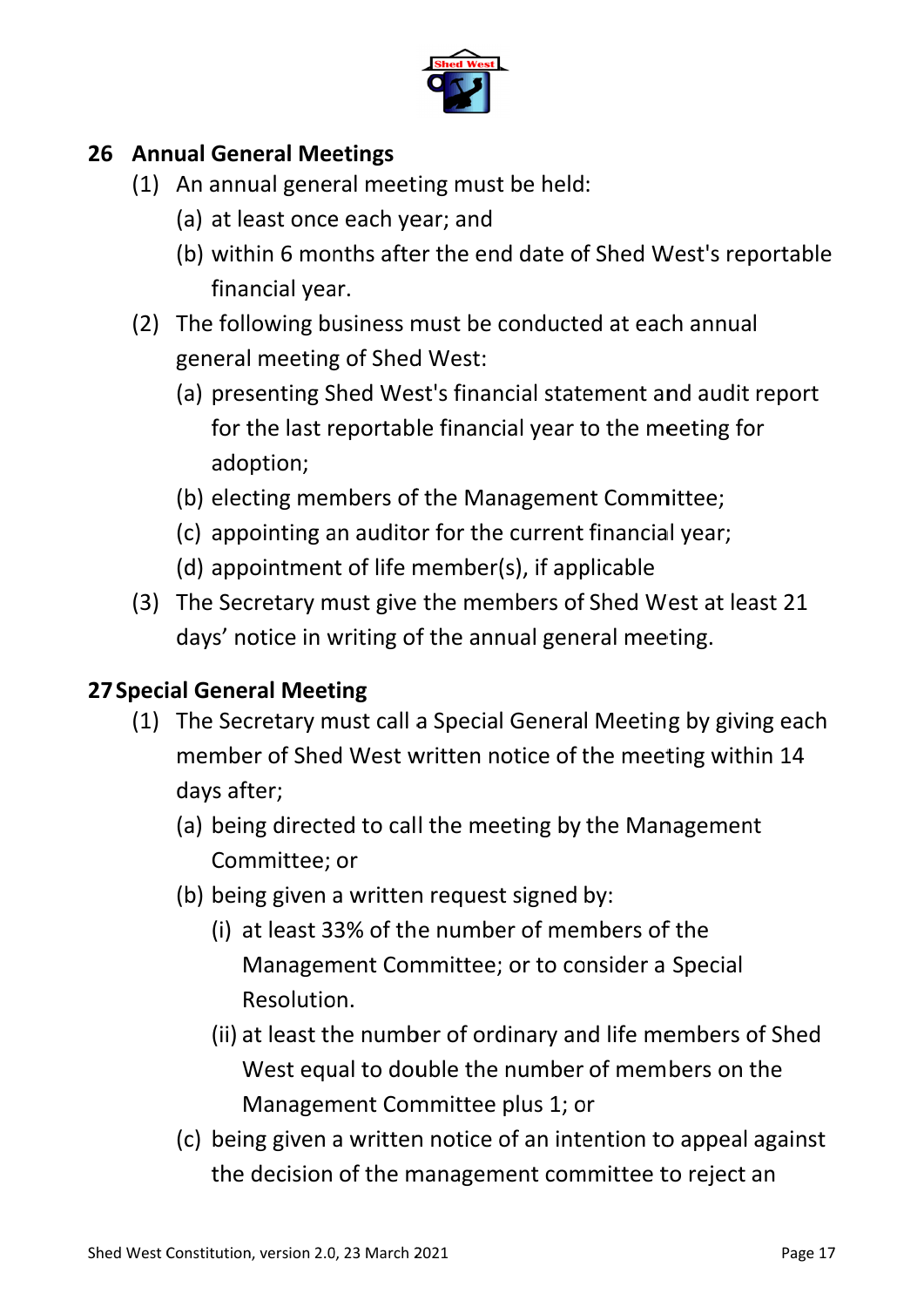## 26 Annual General Meetings

(1) An annual general meeting must be held:

(a) at least once each year; and

(b) within 6 months after the end date of Shed West's reportable financial year.

(2) The following business must be conducted at each annual general meeting of Shed West:

(a) presenting Shed West's financial statement and audit report for the last reportable financial year to the meeting for adoption;

(b) electing members of the Management Committee;

(c) appointing an auditor for the current financial year;

(d) appointment of life member(s), if applicable

(3) The Secretary must give the members of Shed West at least 21 days' notice in writing of the annual general meeting.

## 27 Special General Meeting

(1) The Secretary must call a Special General Meeting by giving each member of Shed West written notice of the meeting within 14 days after;

(a) being directed to call the meeting by the Management Committee; or

(b) being given a written request signed by:

(i) at least 33% of the number of members of the Management Committee; or to consider a Special Resolution.

(ii) at least the number of ordinary and life members of Shed West equal to double the number of members on the Management Committee plus 1; or

(c) being given a written notice of an intention to appeal against the decision of the management committee to reject an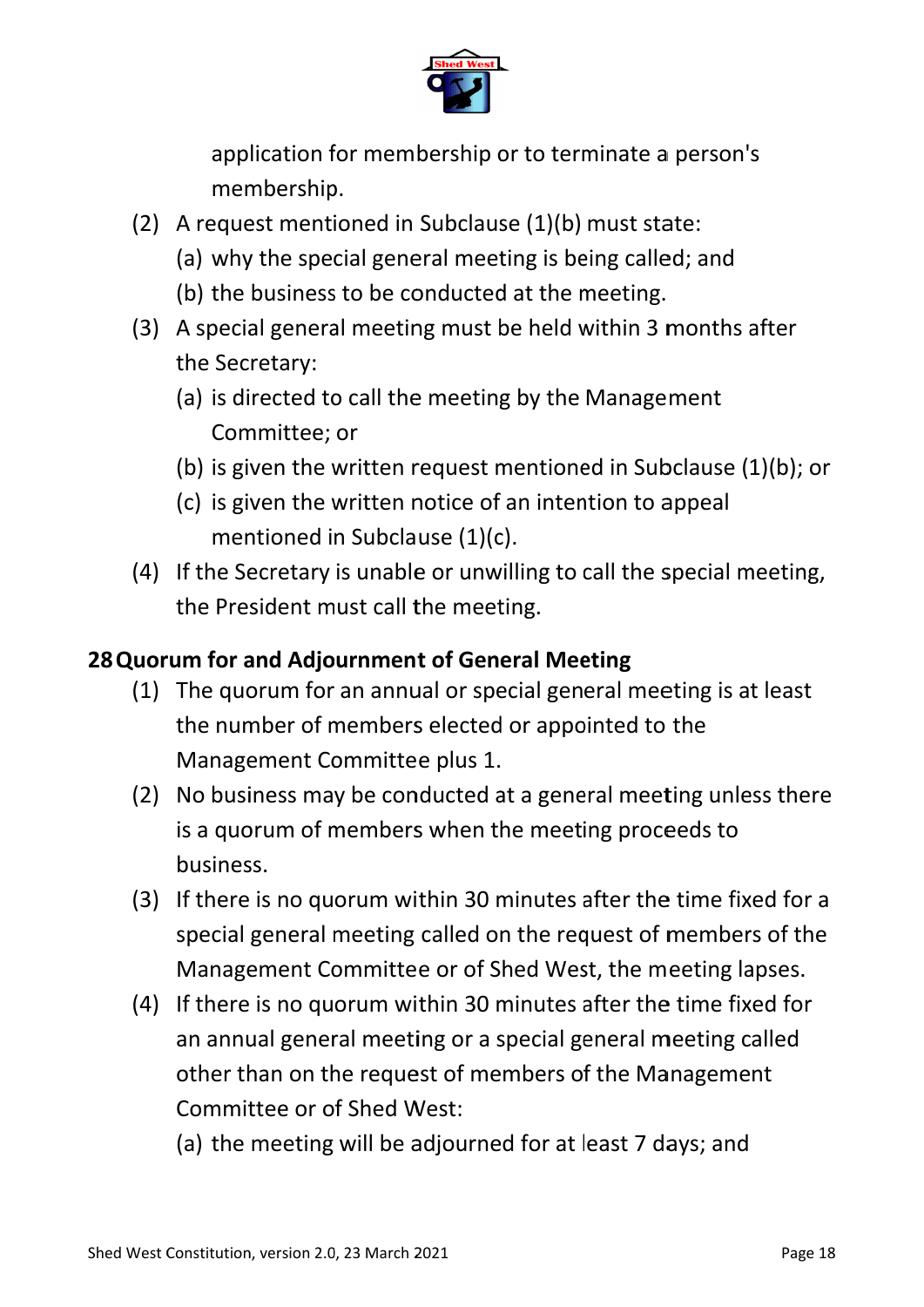application for membership or to terminate a person's membership.

(2) A request mentioned in Subclause (1)(b) must state:
  (a) why the special general meeting is being called; and
  (b) the business to be conducted at the meeting.

(3) A special general meeting must be held within 3 months after the Secretary:
  (a) is directed to call the meeting by the Management Committee; or
  (b) is given the written request mentioned in Subclause (1)(b); or
  (c) is given the written notice of an intention to appeal mentioned in Subclause (1)(c).

(4) If the Secretary is unable or unwilling to call the special meeting, the President must call the meeting.

## 28 Quorum for and Adjournment of General Meeting

(1) The quorum for an annual or special general meeting is at least the number of members elected or appointed to the Management Committee plus 1.

(2) No business may be conducted at a general meeting unless there is a quorum of members when the meeting proceeds to business.

(3) If there is no quorum within 30 minutes after the time fixed for a special general meeting called on the request of members of the Management Committee or of Shed West, the meeting lapses.

(4) If there is no quorum within 30 minutes after the time fixed for an annual general meeting or a special general meeting called other than on the request of members of the Management Committee or of Shed West:
  (a) the meeting will be adjourned for at least 7 days; and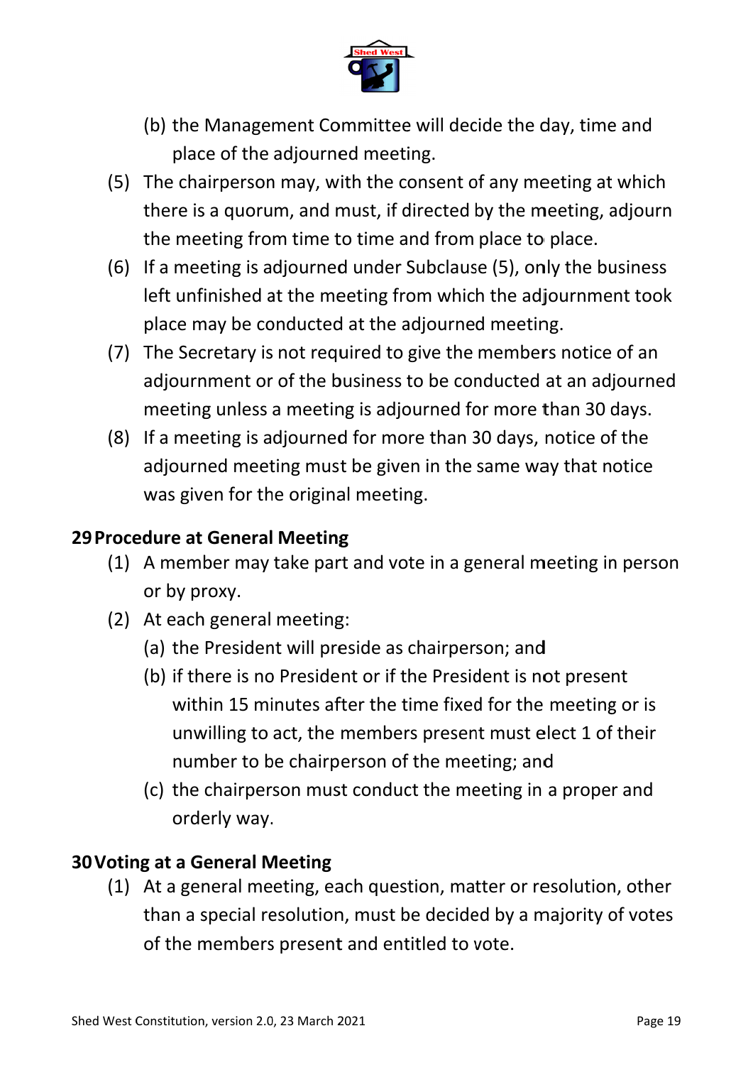(b) the Management Committee will decide the day, time and place of the adjourned meeting.

(5) The chairperson may, with the consent of any meeting at which there is a quorum, and must, if directed by the meeting, adjourn the meeting from time to time and from place to place.

(6) If a meeting is adjourned under Subclause (5), only the business left unfinished at the meeting from which the adjournment took place may be conducted at the adjourned meeting.

(7) The Secretary is not required to give the members notice of an adjournment or of the business to be conducted at an adjourned meeting unless a meeting is adjourned for more than 30 days.

(8) If a meeting is adjourned for more than 30 days, notice of the adjourned meeting must be given in the same way that notice was given for the original meeting.

## 29 Procedure at General Meeting

(1) A member may take part and vote in a general meeting in person or by proxy.

(2) At each general meeting:

  (a) the President will preside as chairperson; and

  (b) if there is no President or if the President is not present within 15 minutes after the time fixed for the meeting or is unwilling to act, the members present must elect 1 of their number to be chairperson of the meeting; and

  (c) the chairperson must conduct the meeting in a proper and orderly way.

## 30 Voting at a General Meeting

(1) At a general meeting, each question, matter or resolution, other than a special resolution, must be decided by a majority of votes of the members present and entitled to vote.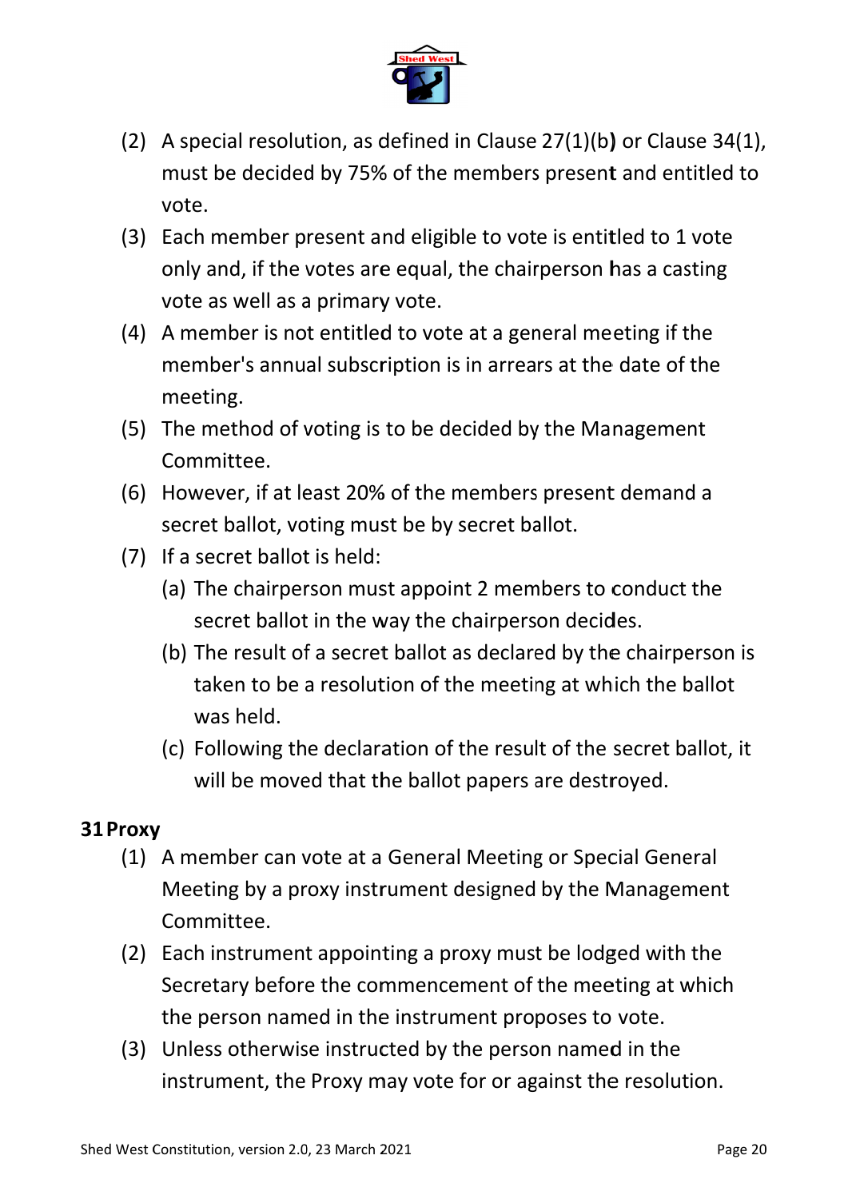(2) A special resolution, as defined in Clause 27(1)(b) or Clause 34(1), must be decided by 75% of the members present and entitled to vote.

(3) Each member present and eligible to vote is entitled to 1 vote only and, if the votes are equal, the chairperson has a casting vote as well as a primary vote.

(4) A member is not entitled to vote at a general meeting if the member's annual subscription is in arrears at the date of the meeting.

(5) The method of voting is to be decided by the Management Committee.

(6) However, if at least 20% of the members present demand a secret ballot, voting must be by secret ballot.

(7) If a secret ballot is held:

  (a) The chairperson must appoint 2 members to conduct the secret ballot in the way the chairperson decides.

  (b) The result of a secret ballot as declared by the chairperson is taken to be a resolution of the meeting at which the ballot was held.

  (c) Following the declaration of the result of the secret ballot, it will be moved that the ballot papers are destroyed.

## 31 Proxy

(1) A member can vote at a General Meeting or Special General Meeting by a proxy instrument designed by the Management Committee.

(2) Each instrument appointing a proxy must be lodged with the Secretary before the commencement of the meeting at which the person named in the instrument proposes to vote.

(3) Unless otherwise instructed by the person named in the instrument, the Proxy may vote for or against the resolution.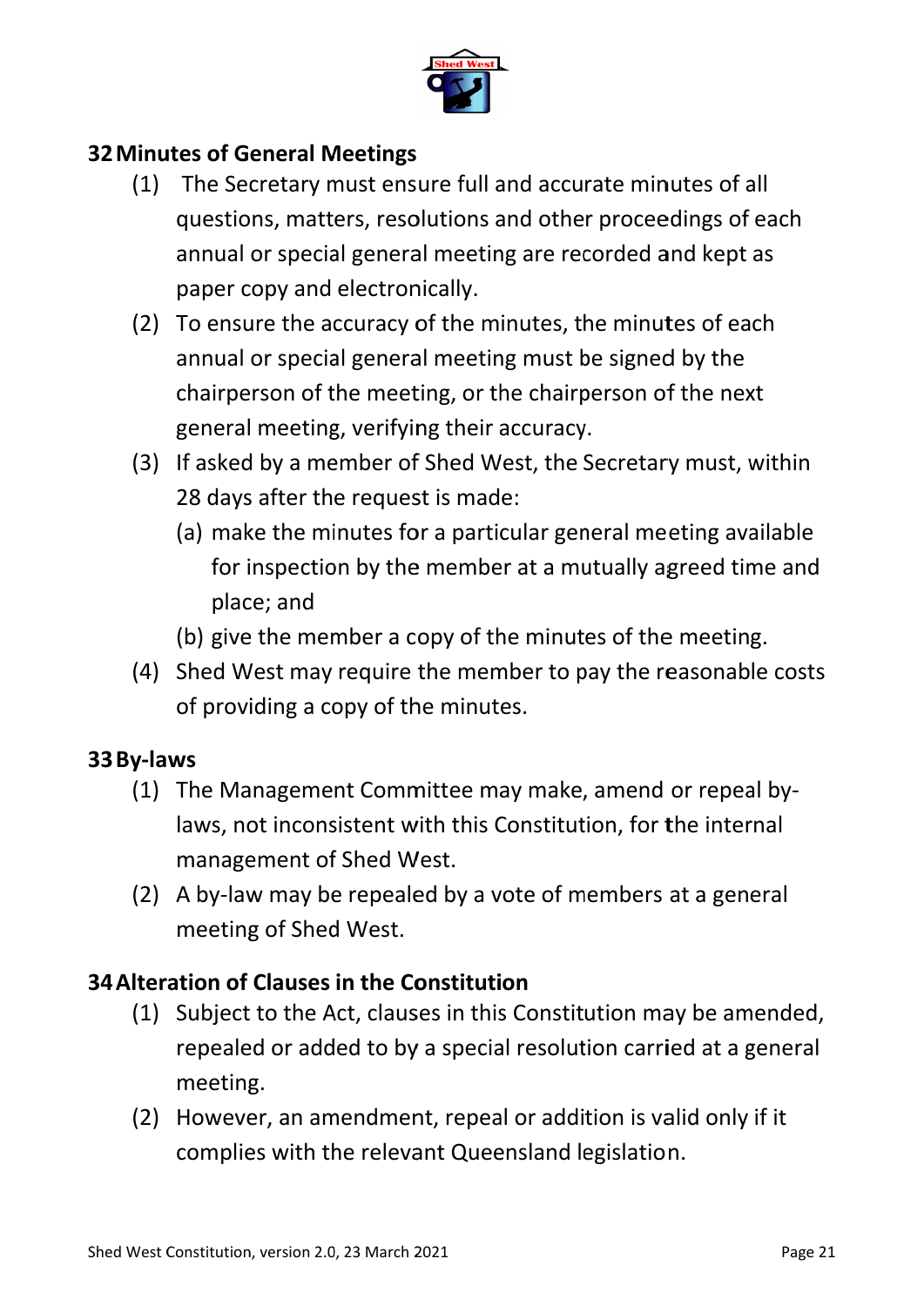## 32 Minutes of General Meetings

(1) The Secretary must ensure full and accurate minutes of all questions, matters, resolutions and other proceedings of each annual or special general meeting are recorded and kept as paper copy and electronically.

(2) To ensure the accuracy of the minutes, the minutes of each annual or special general meeting must be signed by the chairperson of the meeting, or the chairperson of the next general meeting, verifying their accuracy.

(3) If asked by a member of Shed West, the Secretary must, within 28 days after the request is made:

  (a) make the minutes for a particular general meeting available for inspection by the member at a mutually agreed time and place; and

  (b) give the member a copy of the minutes of the meeting.

(4) Shed West may require the member to pay the reasonable costs of providing a copy of the minutes.

## 33 By-laws

(1) The Management Committee may make, amend or repeal by-laws, not inconsistent with this Constitution, for the internal management of Shed West.

(2) A by-law may be repealed by a vote of members at a general meeting of Shed West.

## 34 Alteration of Clauses in the Constitution

(1) Subject to the Act, clauses in this Constitution may be amended, repealed or added to by a special resolution carried at a general meeting.

(2) However, an amendment, repeal or addition is valid only if it complies with the relevant Queensland legislation.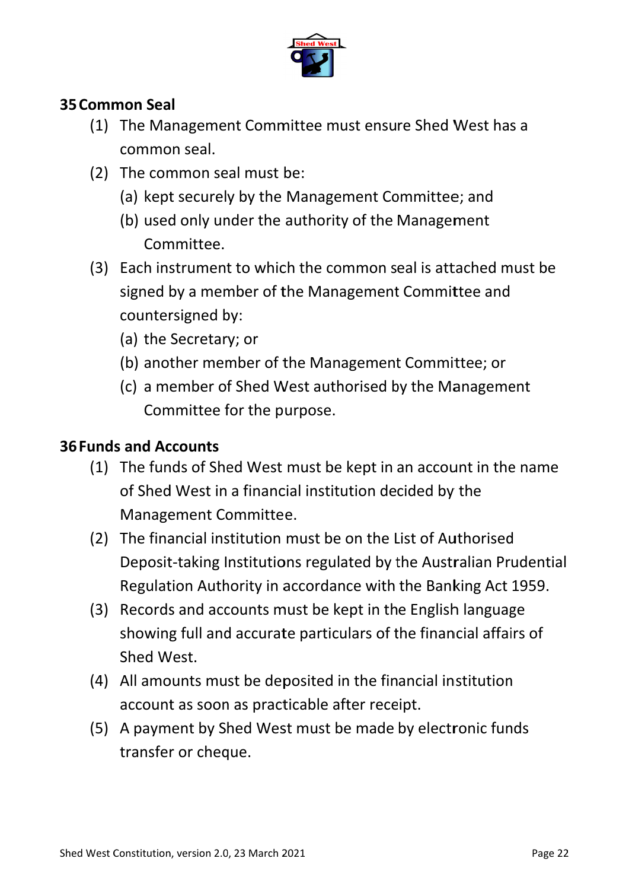## 35 Common Seal

(1) The Management Committee must ensure Shed West has a common seal.

(2) The common seal must be:

   (a) kept securely by the Management Committee; and

   (b) used only under the authority of the Management Committee.

(3) Each instrument to which the common seal is attached must be signed by a member of the Management Committee and countersigned by:

   (a) the Secretary; or

   (b) another member of the Management Committee; or

   (c) a member of Shed West authorised by the Management Committee for the purpose.

## 36 Funds and Accounts

(1) The funds of Shed West must be kept in an account in the name of Shed West in a financial institution decided by the Management Committee.

(2) The financial institution must be on the List of Authorised Deposit-taking Institutions regulated by the Australian Prudential Regulation Authority in accordance with the Banking Act 1959.

(3) Records and accounts must be kept in the English language showing full and accurate particulars of the financial affairs of Shed West.

(4) All amounts must be deposited in the financial institution account as soon as practicable after receipt.

(5) A payment by Shed West must be made by electronic funds transfer or cheque.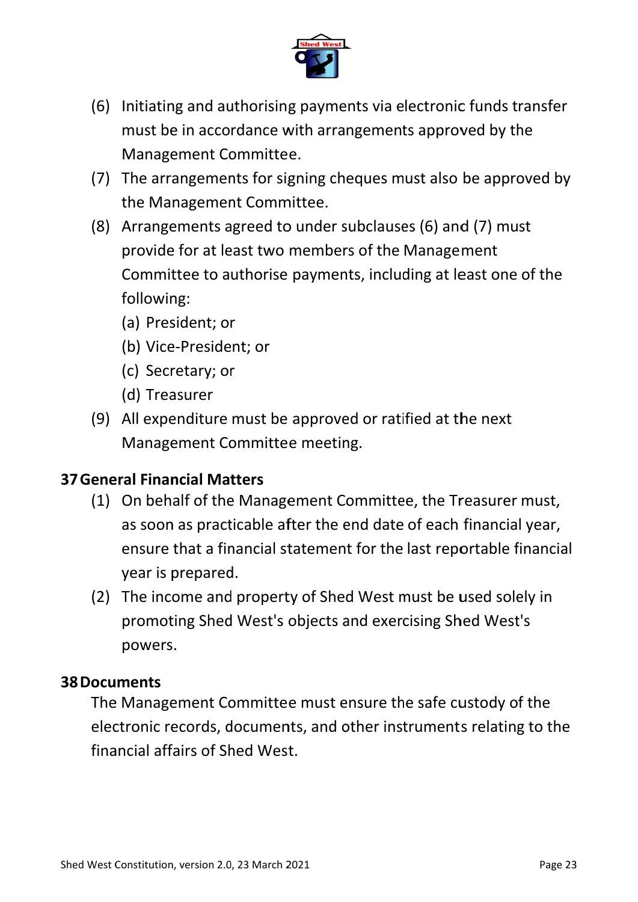(6) Initiating and authorising payments via electronic funds transfer must be in accordance with arrangements approved by the Management Committee.

(7) The arrangements for signing cheques must also be approved by the Management Committee.

(8) Arrangements agreed to under subclauses (6) and (7) must provide for at least two members of the Management Committee to authorise payments, including at least one of the following:

  (a) President; or

  (b) Vice-President; or

  (c) Secretary; or

  (d) Treasurer

(9) All expenditure must be approved or ratified at the next Management Committee meeting.

## 37 General Financial Matters

(1) On behalf of the Management Committee, the Treasurer must, as soon as practicable after the end date of each financial year, ensure that a financial statement for the last reportable financial year is prepared.

(2) The income and property of Shed West must be used solely in promoting Shed West's objects and exercising Shed West's powers.

## 38 Documents

The Management Committee must ensure the safe custody of the electronic records, documents, and other instruments relating to the financial affairs of Shed West.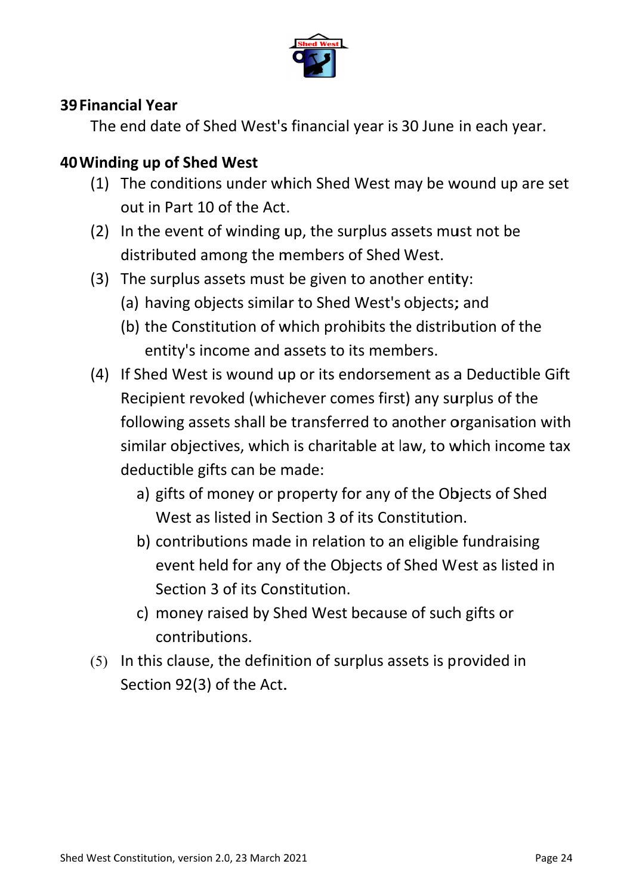## 39 Financial Year

The end date of Shed West's financial year is 30 June in each year.

## 40 Winding up of Shed West

(1) The conditions under which Shed West may be wound up are set out in Part 10 of the Act.

(2) In the event of winding up, the surplus assets must not be distributed among the members of Shed West.

(3) The surplus assets must be given to another entity:

(a) having objects similar to Shed West's objects; and

(b) the Constitution of which prohibits the distribution of the entity's income and assets to its members.

(4) If Shed West is wound up or its endorsement as a Deductible Gift Recipient revoked (whichever comes first) any surplus of the following assets shall be transferred to another organisation with similar objectives, which is charitable at law, to which income tax deductible gifts can be made:

a) gifts of money or property for any of the Objects of Shed West as listed in Section 3 of its Constitution.

b) contributions made in relation to an eligible fundraising event held for any of the Objects of Shed West as listed in Section 3 of its Constitution.

c) money raised by Shed West because of such gifts or contributions.

(5) In this clause, the definition of surplus assets is provided in Section 92(3) of the Act.